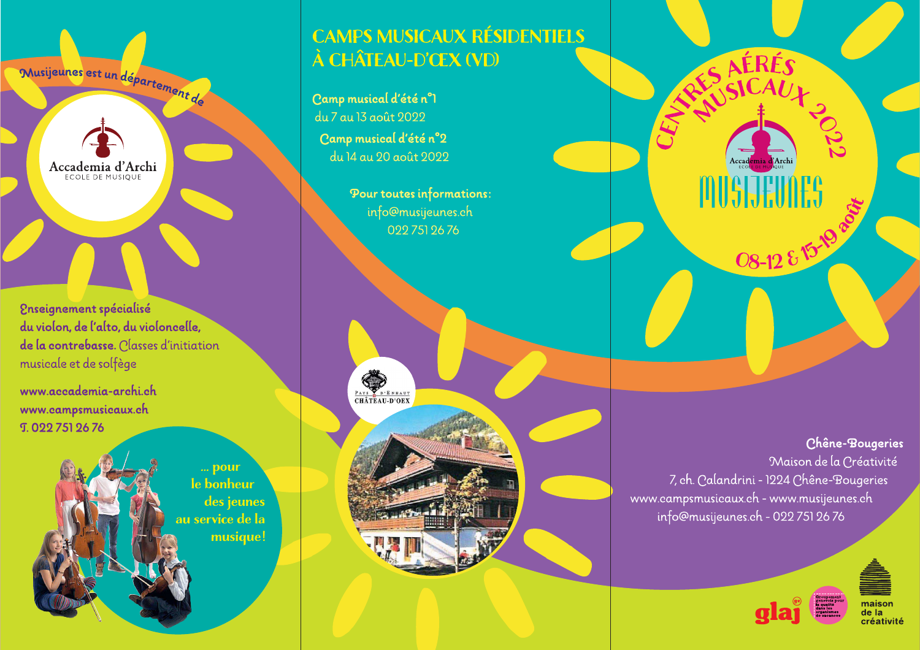Musijeunes est un département de

Accademia d'Archi
ECOLE DE MUSIQUE

**Enseignement spécialisé du violon, de l'alto, du violoncelle, de la contrebasse.** Classes d'initiation musicale et de solfège

**www.accademia-archi.ch**
**www.campsmusicaux.ch**
**T. 022 751 26 76**

**... pour le bonheur des jeunes au service de la musique!**

## CAMPS MUSICAUX RÉSIDENTIELS À CHÂTEAU-D'ŒX (VD)

**Camp musical d'été n°1**
du 7 au 13 août 2022

**Camp musical d'été n°2**
du 14 au 20 août 2022

**Pour toutes informations:**
info@musijeunes.ch
022 751 26 76

PAYS D'ENHAUT
CHÂTEAU-D'OEX

# CENTRES AÉRÉS MUSICAUX 2022

Accademia d'Archi
ECOLE DE MUSIQUE

# MUSIJEUNES

08-12 & 15-19 août

**Chêne-Bougeries**
Maison de la Créativité
7, ch. Calandrini - 1224 Chêne-Bougeries
www.campsmusicaux.ch - www.musijeunes.ch
info@musijeunes.ch - 022 751 26 76

glaj
Groupement genevois pour la qualité dans les organismes de vacances
maison de la créativité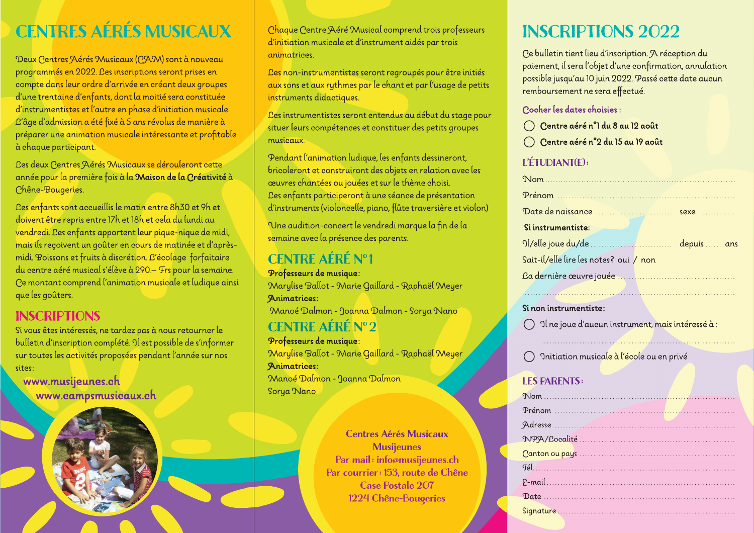# CENTRES AÉRÉS MUSICAUX

Deux Centres Aérés Musicaux (CAM) sont à nouveau programmés en 2022. Les inscriptions seront prises en compte dans leur ordre d'arrivée en créant deux groupes d'une trentaine d'enfants, dont la moitié sera constituée d'instrumentistes et l'autre en phase d'initiation musicale. L'âge d'admission a été fixé à 5 ans révolus de manière à préparer une animation musicale intéressante et profitable à chaque participant.

Les deux Centres Aérés Musicaux se dérouleront cette année pour la première fois à la **Maison de la Créativité** à Chêne-Bougeries.

Les enfants sont accueillis le matin entre 8h30 et 9h et doivent être repris entre 17h et 18h et cela du lundi au vendredi. Les enfants apportent leur pique-nique de midi, mais ils reçoivent un goûter en cours de matinée et d'après-midi. Boissons et fruits à discrétion. L'écolage forfaitaire du centre aéré musical s'élève à 290.– Frs pour la semaine. Ce montant comprend l'animation musicale et ludique ainsi que les goûters.

## INSCRIPTIONS

Si vous êtes intéressés, ne tardez pas à nous retourner le bulletin d'inscription complété. Il est possible de s'informer sur toutes les activités proposées pendant l'année sur nos sites:

**www.musijeunes.ch**
**www.campsmusicaux.ch**

Chaque Centre Aéré Musical comprend trois professeurs d'initiation musicale et d'instrument aidés par trois animatrices.

Les non-instrumentistes seront regroupés pour être initiés aux sons et aux rythmes par le chant et par l'usage de petits instruments didactiques.

Les instrumentistes seront entendus au début du stage pour situer leurs compétences et constituer des petits groupes musicaux.

Pendant l'animation ludique, les enfants dessineront, bricoleront et construiront des objets en relation avec les œuvres chantées ou jouées et sur le thème choisi.
Les enfants participeront à une séance de présentation d'instruments (violoncelle, piano, flûte traversière et violon)

Une audition-concert le vendredi marque la fin de la semaine avec la présence des parents.

## CENTRE AÉRÉ N° 1

**Professeurs de musique:**
Marylise Ballot - Marie Gaillard - Raphaël Meyer
**Animatrices:**
Manoé Dalmon - Joanna Dalmon - Sorya Nano

## CENTRE AÉRÉ N° 2

**Professeurs de musique:**
Marylise Ballot - Marie Gaillard - Raphaël Meyer
**Animatrices:**
Manoé Dalmon - Joanna Dalmon
Sorya Nano

**Centres Aérés Musicaux**
**Musijeunes**
**Par mail : info@musijeunes.ch**
**Par courrier : 153, route de Chêne**
**Case Postale 207**
**1224 Chêne-Bougeries**

# INSCRIPTIONS 2022

Ce bulletin tient lieu d'inscription. A réception du paiement, il sera l'objet d'une confirmation, annulation possible jusqu'au 10 juin 2022. Passé cette date aucun remboursement ne sera effectué.

**Cocher les dates choisies :**

- ○ **Centre aéré n°1 du 8 au 12 août**
- ○ **Centre aéré n°2 du 15 au 19 août**

## L'ÉTUDIANT(E) :

Nom ..........

Prénom ..........

Date de naissance .......... sexe ..........

**Si instrumentiste:**

Il/elle joue du/de .......... depuis ....... ans

Sait-il/elle lire les notes? oui / non

La dernière œuvre jouée ..........

..........

**Si non instrumentiste:**

- ○ Il ne joue d'aucun instrument, mais intéressé à :
..........
- ○ Initiation musicale à l'école ou en privé

## LES PARENTS :

Nom ..........

Prénom ..........

Adresse ..........

NPA/Localité ..........

Canton ou pays ..........

Tél. ..........

E-mail ..........

Date ..........

Signature ..........